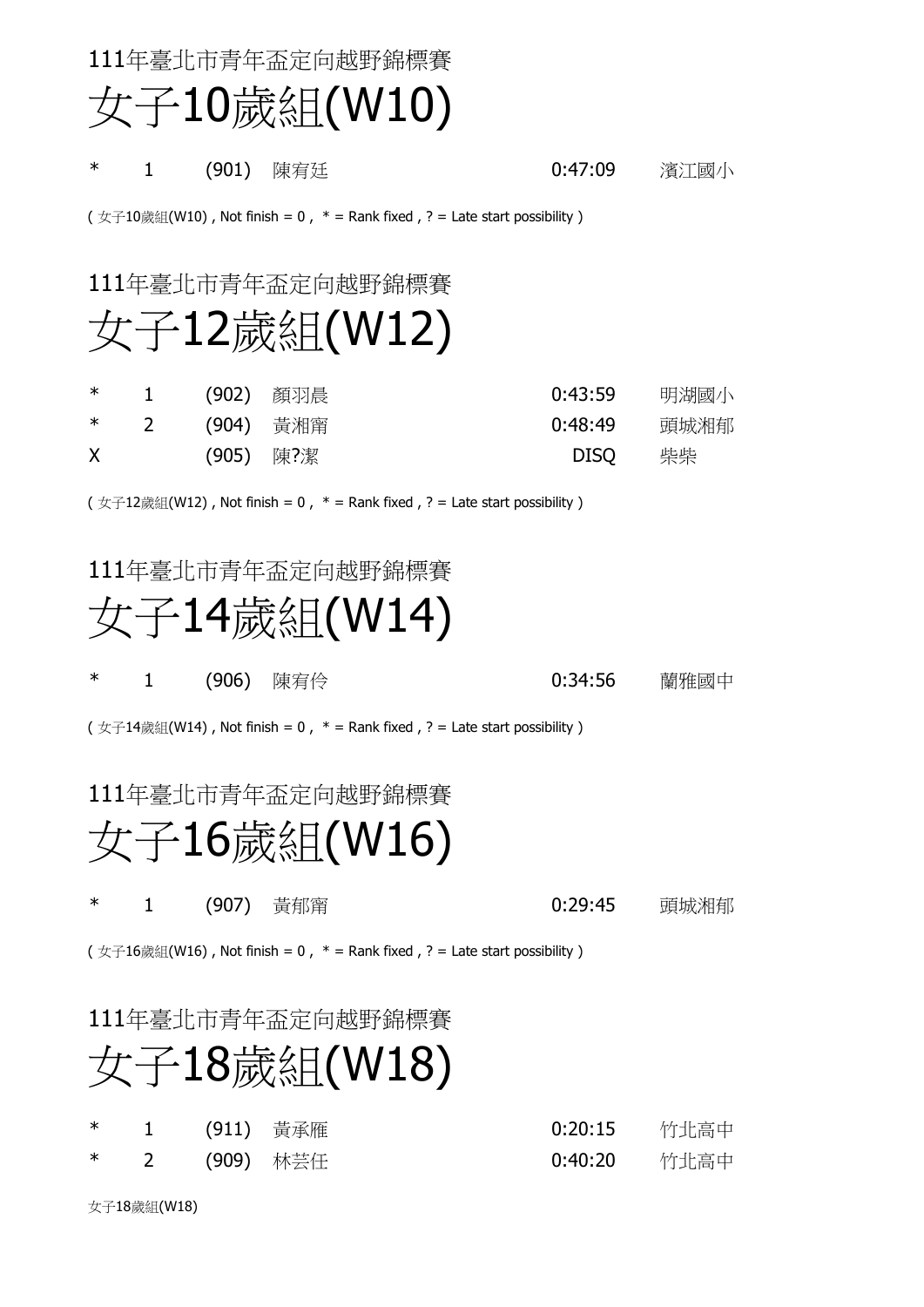111年臺北市青年盃定向越野錦標賽

# 女子10歲組(W10)

| | | | | | |
|---|---|---|---|---|---|
| * | 1 | (901) | 陳宥廷 | 0:47:09 | 濱江國小 |

( 女子10歲組(W10) , Not finish = 0 ,  * = Rank fixed , ? = Late start possibility )

111年臺北市青年盃定向越野錦標賽

# 女子12歲組(W12)

| | | | | | |
|---|---|---|---|---|---|
| * | 1 | (902) | 顏羽晨 | 0:43:59 | 明湖國小 |
| * | 2 | (904) | 黃湘甯 | 0:48:49 | 頭城湘郁 |
| X | | (905) | 陳?潔 | DISQ | 柴柴 |

( 女子12歲組(W12) , Not finish = 0 ,  * = Rank fixed , ? = Late start possibility )

111年臺北市青年盃定向越野錦標賽

# 女子14歲組(W14)

| | | | | | |
|---|---|---|---|---|---|
| * | 1 | (906) | 陳宥伶 | 0:34:56 | 蘭雅國中 |

( 女子14歲組(W14) , Not finish = 0 ,  * = Rank fixed , ? = Late start possibility )

111年臺北市青年盃定向越野錦標賽

# 女子16歲組(W16)

| | | | | | |
|---|---|---|---|---|---|
| * | 1 | (907) | 黃郁甯 | 0:29:45 | 頭城湘郁 |

( 女子16歲組(W16) , Not finish = 0 ,  * = Rank fixed , ? = Late start possibility )

111年臺北市青年盃定向越野錦標賽

# 女子18歲組(W18)

| | | | | | |
|---|---|---|---|---|---|
| * | 1 | (911) | 黃承雁 | 0:20:15 | 竹北高中 |
| * | 2 | (909) | 林芸任 | 0:40:20 | 竹北高中 |

女子18歲組(W18)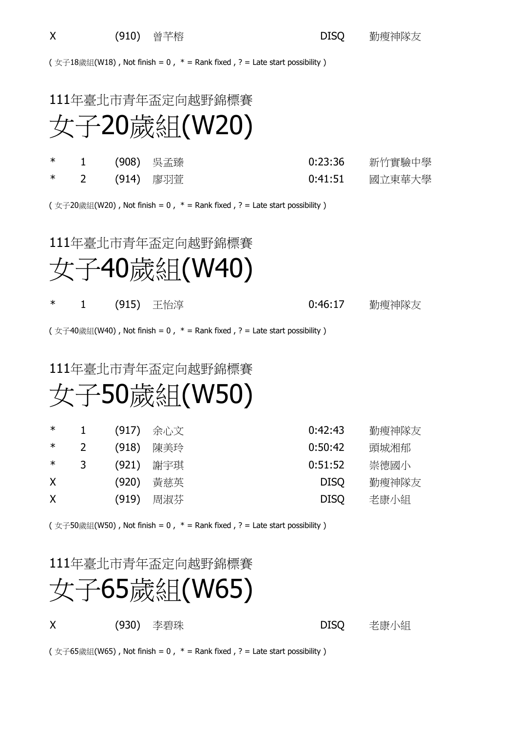| X | | (910) | 曾芊榕 | DISQ | 勤瘦神隊友 |
|---|---|---|---|---|---|

( 女子18歲組(W18) , Not finish = 0 , * = Rank fixed , ? = Late start possibility )

## 111年臺北市青年盃定向越野錦標賽

# 女子20歲組(W20)

| * | 1 | (908) | 吳孟臻 | 0:23:36 | 新竹實驗中學 |
|---|---|---|---|---|---|
| * | 2 | (914) | 廖羽萱 | 0:41:51 | 國立東華大學 |

( 女子20歲組(W20) , Not finish = 0 , * = Rank fixed , ? = Late start possibility )

## 111年臺北市青年盃定向越野錦標賽

# 女子40歲組(W40)

| * | 1 | (915) | 王怡淳 | 0:46:17 | 勤瘦神隊友 |
|---|---|---|---|---|---|

( 女子40歲組(W40) , Not finish = 0 , * = Rank fixed , ? = Late start possibility )

## 111年臺北市青年盃定向越野錦標賽

# 女子50歲組(W50)

| * | 1 | (917) | 余心文 | 0:42:43 | 勤瘦神隊友 |
|---|---|---|---|---|---|
| * | 2 | (918) | 陳美玲 | 0:50:42 | 頭城湘郁 |
| * | 3 | (921) | 謝宇琪 | 0:51:52 | 崇德國小 |
| X | | (920) | 黃慈英 | DISQ | 勤瘦神隊友 |
| X | | (919) | 周淑芬 | DISQ | 老康小組 |

( 女子50歲組(W50) , Not finish = 0 , * = Rank fixed , ? = Late start possibility )

## 111年臺北市青年盃定向越野錦標賽

# 女子65歲組(W65)

| X | | (930) | 李碧珠 | DISQ | 老康小組 |
|---|---|---|---|---|---|

( 女子65歲組(W65) , Not finish = 0 , * = Rank fixed , ? = Late start possibility )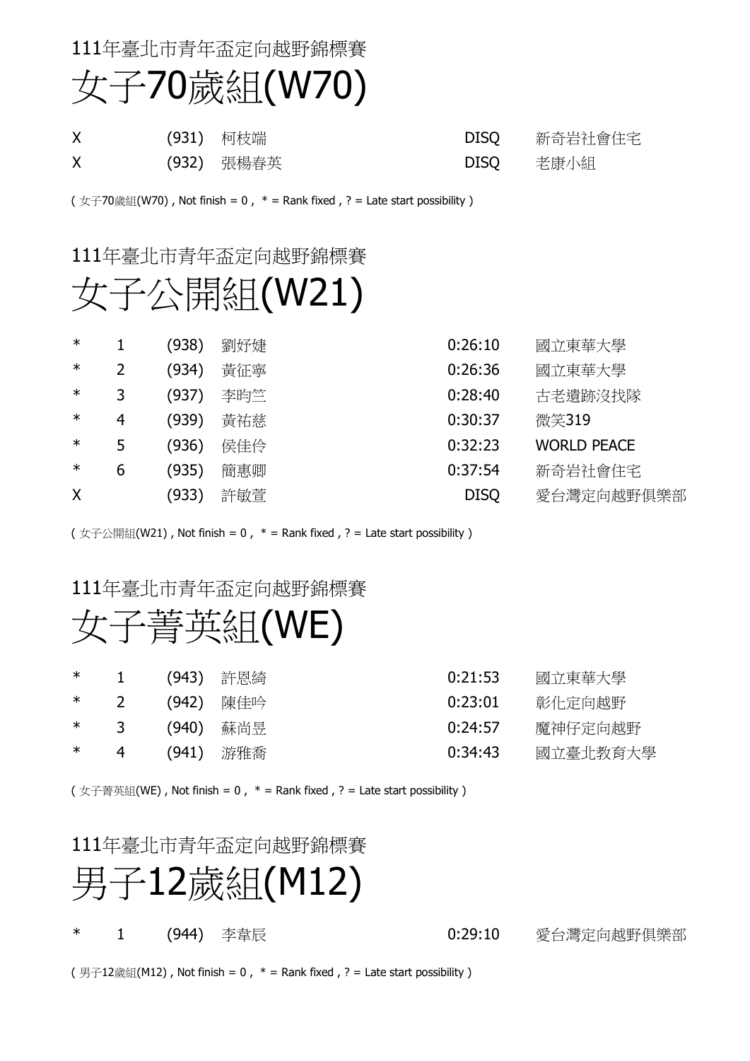111年臺北市青年盃定向越野錦標賽

# 女子70歲組(W70)

| | | | | | |
|---|---|---|---|---|---|
| X | | (931) | 柯枝端 | DISQ | 新奇岩社會住宅 |
| X | | (932) | 張楊春英 | DISQ | 老康小組 |

( 女子70歲組(W70) , Not finish = 0 ,  * = Rank fixed , ? = Late start possibility )

111年臺北市青年盃定向越野錦標賽

# 女子公開組(W21)

| | | | | | |
|---|---|---|---|---|---|
| * | 1 | (938) | 劉妤婕 | 0:26:10 | 國立東華大學 |
| * | 2 | (934) | 黃征寧 | 0:26:36 | 國立東華大學 |
| * | 3 | (937) | 李昀竺 | 0:28:40 | 古老遺跡沒找隊 |
| * | 4 | (939) | 黃祐慈 | 0:30:37 | 微笑319 |
| * | 5 | (936) | 侯佳伶 | 0:32:23 | WORLD PEACE |
| * | 6 | (935) | 簡惠卿 | 0:37:54 | 新奇岩社會住宅 |
| X | | (933) | 許敏萱 | DISQ | 愛台灣定向越野俱樂部 |

( 女子公開組(W21) , Not finish = 0 ,  * = Rank fixed , ? = Late start possibility )

111年臺北市青年盃定向越野錦標賽

# 女子菁英組(WE)

| | | | | | |
|---|---|---|---|---|---|
| * | 1 | (943) | 許恩綺 | 0:21:53 | 國立東華大學 |
| * | 2 | (942) | 陳佳吟 | 0:23:01 | 彰化定向越野 |
| * | 3 | (940) | 蘇尚昱 | 0:24:57 | 魔神仔定向越野 |
| * | 4 | (941) | 游雅喬 | 0:34:43 | 國立臺北教育大學 |

( 女子菁英組(WE) , Not finish = 0 ,  * = Rank fixed , ? = Late start possibility )

111年臺北市青年盃定向越野錦標賽

# 男子12歲組(M12)

| | | | | | |
|---|---|---|---|---|---|
| * | 1 | (944) | 李韋辰 | 0:29:10 | 愛台灣定向越野俱樂部 |

( 男子12歲組(M12) , Not finish = 0 ,  * = Rank fixed , ? = Late start possibility )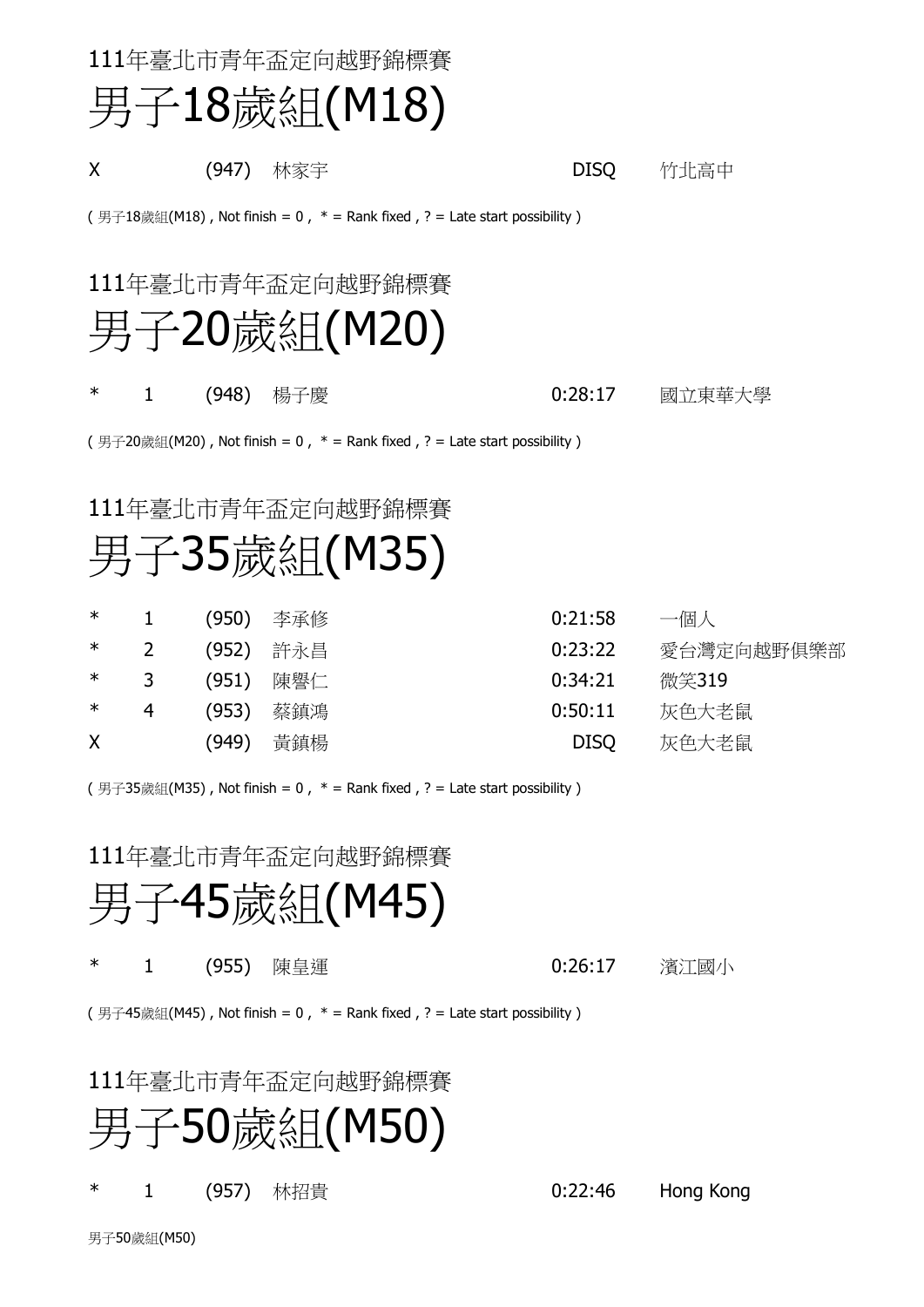111年臺北市青年盃定向越野錦標賽

# 男子18歲組(M18)

| | | | | | |
|---|---|---|---|---|---|
| X | | (947) | 林家宇 | DISQ | 竹北高中 |

( 男子18歲組(M18) , Not finish = 0 , * = Rank fixed , ? = Late start possibility )

111年臺北市青年盃定向越野錦標賽

# 男子20歲組(M20)

| | | | | | |
|---|---|---|---|---|---|
| * | 1 | (948) | 楊子慶 | 0:28:17 | 國立東華大學 |

( 男子20歲組(M20) , Not finish = 0 , * = Rank fixed , ? = Late start possibility )

111年臺北市青年盃定向越野錦標賽

# 男子35歲組(M35)

| | | | | | |
|---|---|---|---|---|---|
| * | 1 | (950) | 李承修 | 0:21:58 | 一個人 |
| * | 2 | (952) | 許永昌 | 0:23:22 | 愛台灣定向越野俱樂部 |
| * | 3 | (951) | 陳譽仁 | 0:34:21 | 微笑319 |
| * | 4 | (953) | 蔡鎮鴻 | 0:50:11 | 灰色大老鼠 |
| X | | (949) | 黃鎮楊 | DISQ | 灰色大老鼠 |

( 男子35歲組(M35) , Not finish = 0 , * = Rank fixed , ? = Late start possibility )

111年臺北市青年盃定向越野錦標賽

# 男子45歲組(M45)

| | | | | | |
|---|---|---|---|---|---|
| * | 1 | (955) | 陳皇運 | 0:26:17 | 濱江國小 |

( 男子45歲組(M45) , Not finish = 0 , * = Rank fixed , ? = Late start possibility )

111年臺北市青年盃定向越野錦標賽

# 男子50歲組(M50)

| | | | | | |
|---|---|---|---|---|---|
| * | 1 | (957) | 林招貴 | 0:22:46 | Hong Kong |

男子50歲組(M50)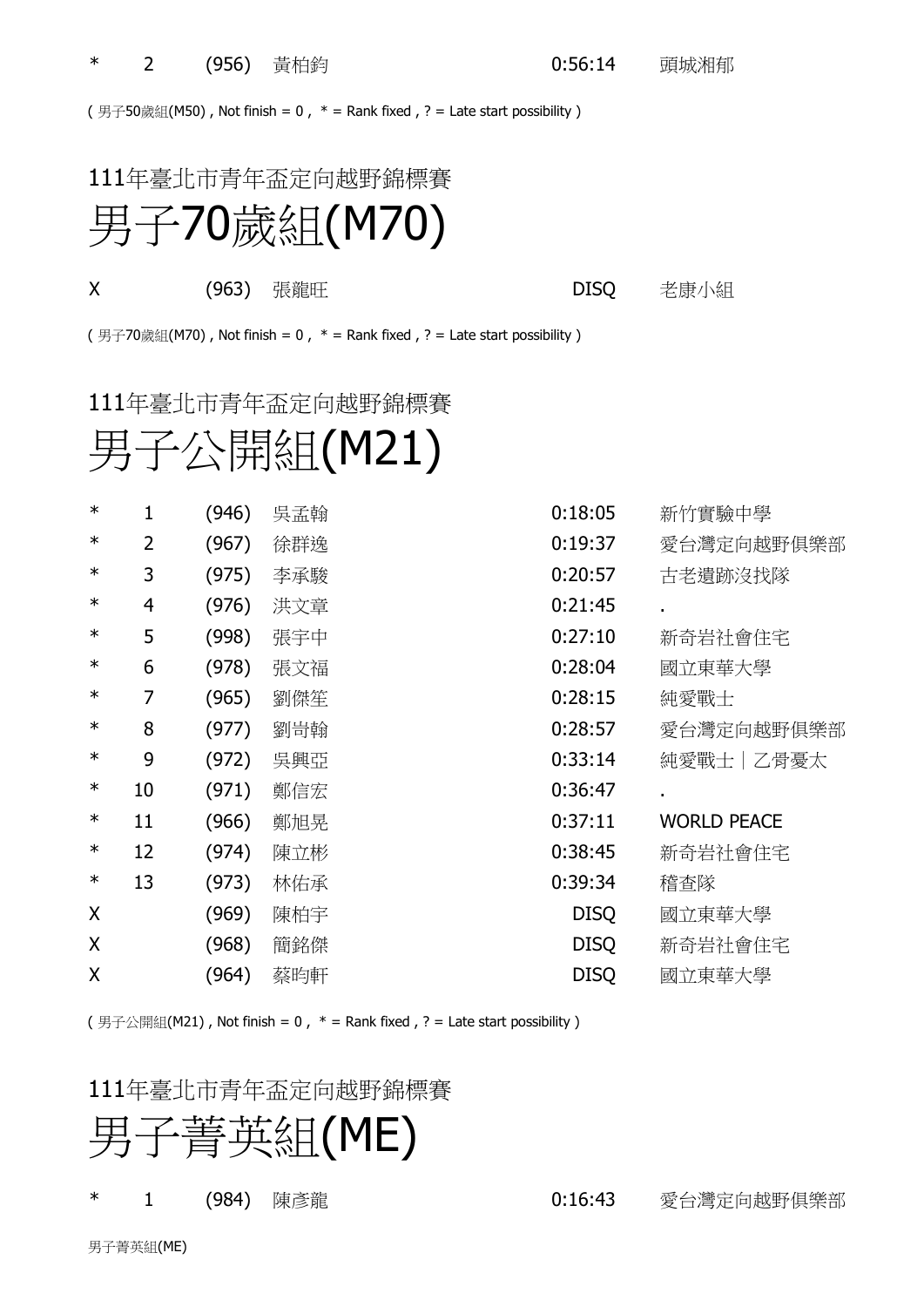| * | 2 | (956) | 黃柏鈞 | 0:56:14 | 頭城湘郁 |
|---|---|---|---|---|---|

( 男子50歲組(M50) , Not finish = 0 , * = Rank fixed , ? = Late start possibility )

## 111年臺北市青年盃定向越野錦標賽

# 男子70歲組(M70)

| X |  | (963) | 張龍旺 | DISQ | 老康小組 |
|---|---|---|---|---|---|

( 男子70歲組(M70) , Not finish = 0 , * = Rank fixed , ? = Late start possibility )

## 111年臺北市青年盃定向越野錦標賽

# 男子公開組(M21)

| * | 1 | (946) | 吳孟翰 | 0:18:05 | 新竹實驗中學 |
|---|---|---|---|---|---|
| * | 2 | (967) | 徐群逸 | 0:19:37 | 愛台灣定向越野俱樂部 |
| * | 3 | (975) | 李承駿 | 0:20:57 | 古老遺跡沒找隊 |
| * | 4 | (976) | 洪文章 | 0:21:45 | . |
| * | 5 | (998) | 張宇中 | 0:27:10 | 新奇岩社會住宅 |
| * | 6 | (978) | 張文福 | 0:28:04 | 國立東華大學 |
| * | 7 | (965) | 劉傑笙 | 0:28:15 | 純愛戰士 |
| * | 8 | (977) | 劉岢翰 | 0:28:57 | 愛台灣定向越野俱樂部 |
| * | 9 | (972) | 吳興亞 | 0:33:14 | 純愛戰士｜乙骨憂太 |
| * | 10 | (971) | 鄭信宏 | 0:36:47 | . |
| * | 11 | (966) | 鄭旭晃 | 0:37:11 | WORLD PEACE |
| * | 12 | (974) | 陳立彬 | 0:38:45 | 新奇岩社會住宅 |
| * | 13 | (973) | 林佑承 | 0:39:34 | 稽查隊 |
| X |  | (969) | 陳柏宇 | DISQ | 國立東華大學 |
| X |  | (968) | 簡銘傑 | DISQ | 新奇岩社會住宅 |
| X |  | (964) | 蔡昀軒 | DISQ | 國立東華大學 |

( 男子公開組(M21) , Not finish = 0 , * = Rank fixed , ? = Late start possibility )

## 111年臺北市青年盃定向越野錦標賽

# 男子菁英組(ME)

| * | 1 | (984) | 陳彥龍 | 0:16:43 | 愛台灣定向越野俱樂部 |
|---|---|---|---|---|---|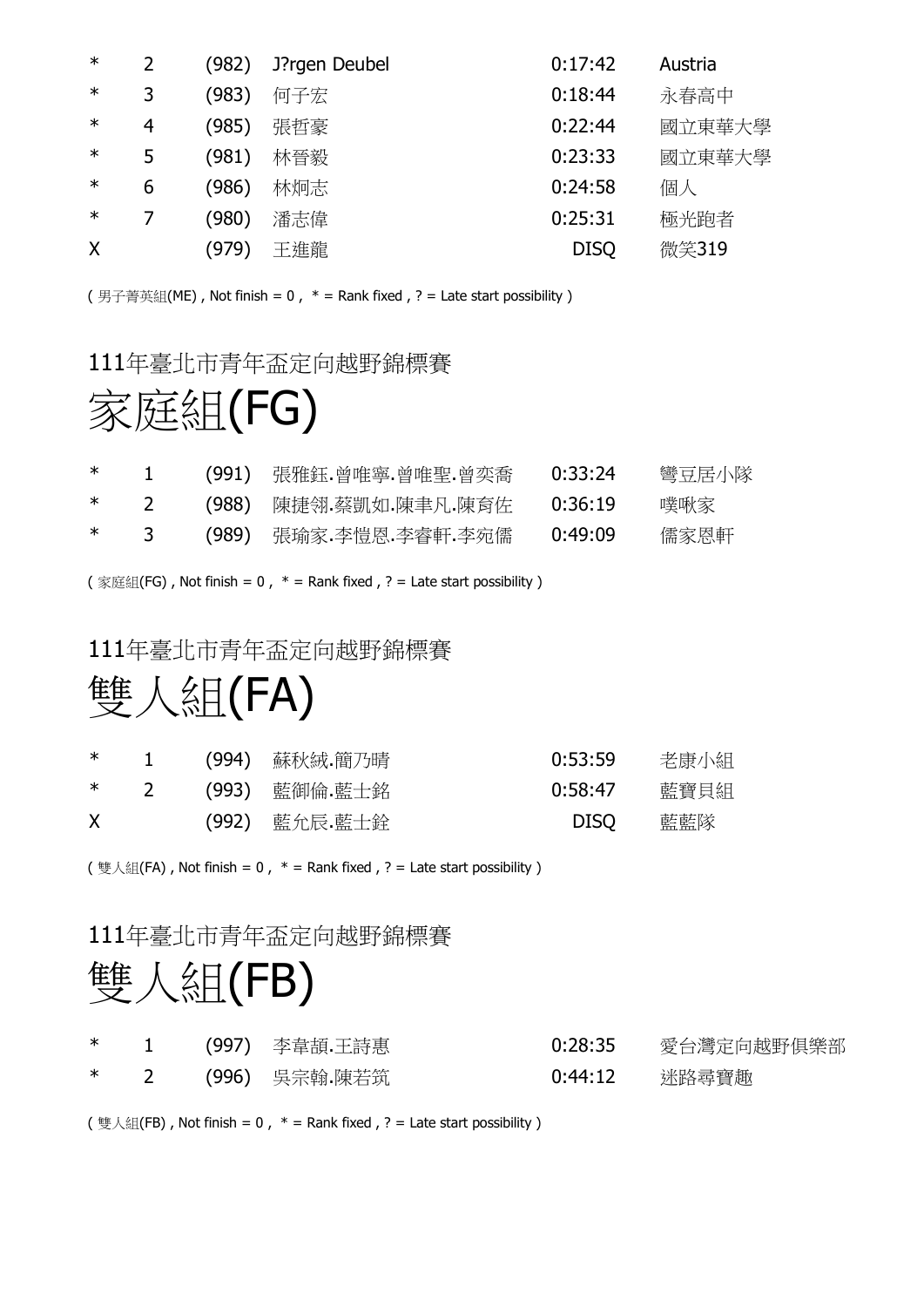| | | | | | |
|---|---|---|---|---|---|
| * | 2 | (982) | J?rgen Deubel | 0:17:42 | Austria |
| * | 3 | (983) | 何子宏 | 0:18:44 | 永春高中 |
| * | 4 | (985) | 張哲豪 | 0:22:44 | 國立東華大學 |
| * | 5 | (981) | 林晉毅 | 0:23:33 | 國立東華大學 |
| * | 6 | (986) | 林炯志 | 0:24:58 | 個人 |
| * | 7 | (980) | 潘志偉 | 0:25:31 | 極光跑者 |
| X | | (979) | 王進龍 | DISQ | 微笑319 |

( 男子菁英組(ME) , Not finish = 0 , * = Rank fixed , ? = Late start possibility )

## 111年臺北市青年盃定向越野錦標賽

# 家庭組(FG)

| | | | | | |
|---|---|---|---|---|---|
| * | 1 | (991) | 張雅鈺.曾唯寧.曾唯聖.曾奕喬 | 0:33:24 | 彎豆居小隊 |
| * | 2 | (988) | 陳捷翎.蔡凱如.陳芔凡.陳育佐 | 0:36:19 | 噗啾家 |
| * | 3 | (989) | 張瑜家.李愷恩.李睿軒.李宛儒 | 0:49:09 | 儒家恩軒 |

( 家庭組(FG) , Not finish = 0 , * = Rank fixed , ? = Late start possibility )

## 111年臺北市青年盃定向越野錦標賽

# 雙人組(FA)

| | | | | | |
|---|---|---|---|---|---|
| * | 1 | (994) | 蘇秋絨.簡乃晴 | 0:53:59 | 老康小組 |
| * | 2 | (993) | 藍御倫.藍士銘 | 0:58:47 | 藍寶貝組 |
| X | | (992) | 藍允辰.藍士銓 | DISQ | 藍藍隊 |

( 雙人組(FA) , Not finish = 0 , * = Rank fixed , ? = Late start possibility )

## 111年臺北市青年盃定向越野錦標賽

# 雙人組(FB)

| | | | | | |
|---|---|---|---|---|---|
| * | 1 | (997) | 李韋頡.王詩惠 | 0:28:35 | 愛台灣定向越野俱樂部 |
| * | 2 | (996) | 吳宗翰.陳若筑 | 0:44:12 | 迷路尋寶趣 |

( 雙人組(FB) , Not finish = 0 , * = Rank fixed , ? = Late start possibility )